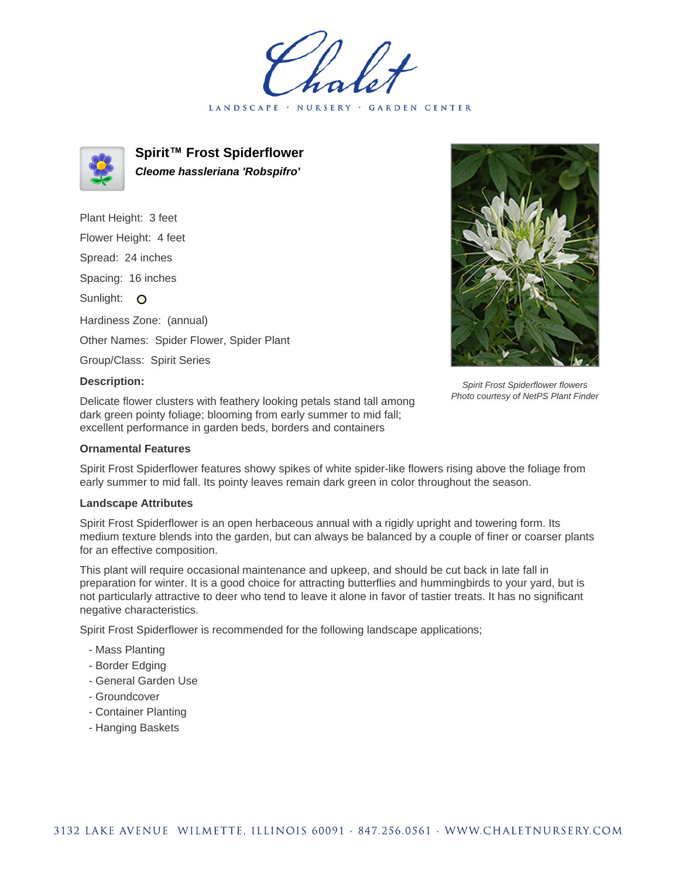# Chalet

LANDSCAPE · NURSERY · GARDEN CENTER

## Spirit™ Frost Spiderflower

***Cleome hassleriana 'Robspifro'***

Plant Height: 3 feet

Flower Height: 4 feet

Spread: 24 inches

Spacing: 16 inches

Sunlight: ○

Hardiness Zone: (annual)

Other Names: Spider Flower, Spider Plant

Group/Class: Spirit Series

*Spirit Frost Spiderflower flowers*
*Photo courtesy of NetPS Plant Finder*

### Description:

Delicate flower clusters with feathery looking petals stand tall among dark green pointy foliage; blooming from early summer to mid fall; excellent performance in garden beds, borders and containers

### Ornamental Features

Spirit Frost Spiderflower features showy spikes of white spider-like flowers rising above the foliage from early summer to mid fall. Its pointy leaves remain dark green in color throughout the season.

### Landscape Attributes

Spirit Frost Spiderflower is an open herbaceous annual with a rigidly upright and towering form. Its medium texture blends into the garden, but can always be balanced by a couple of finer or coarser plants for an effective composition.

This plant will require occasional maintenance and upkeep, and should be cut back in late fall in preparation for winter. It is a good choice for attracting butterflies and hummingbirds to your yard, but is not particularly attractive to deer who tend to leave it alone in favor of tastier treats. It has no significant negative characteristics.

Spirit Frost Spiderflower is recommended for the following landscape applications;

- Mass Planting
- Border Edging
- General Garden Use
- Groundcover
- Container Planting
- Hanging Baskets

3132 LAKE AVENUE WILMETTE, ILLINOIS 60091 · 847.256.0561 · WWW.CHALETNURSERY.COM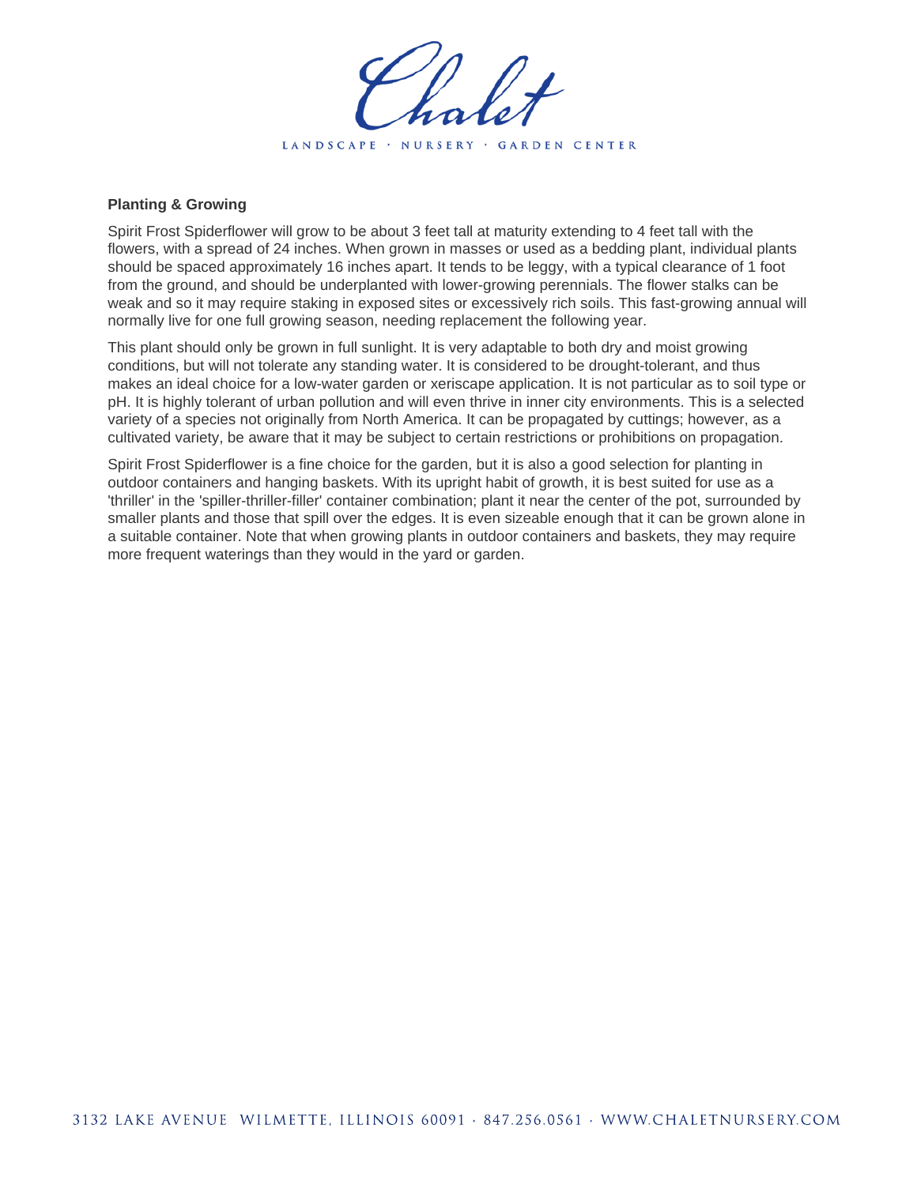## Planting & Growing

Spirit Frost Spiderflower will grow to be about 3 feet tall at maturity extending to 4 feet tall with the flowers, with a spread of 24 inches. When grown in masses or used as a bedding plant, individual plants should be spaced approximately 16 inches apart. It tends to be leggy, with a typical clearance of 1 foot from the ground, and should be underplanted with lower-growing perennials. The flower stalks can be weak and so it may require staking in exposed sites or excessively rich soils. This fast-growing annual will normally live for one full growing season, needing replacement the following year.

This plant should only be grown in full sunlight. It is very adaptable to both dry and moist growing conditions, but will not tolerate any standing water. It is considered to be drought-tolerant, and thus makes an ideal choice for a low-water garden or xeriscape application. It is not particular as to soil type or pH. It is highly tolerant of urban pollution and will even thrive in inner city environments. This is a selected variety of a species not originally from North America. It can be propagated by cuttings; however, as a cultivated variety, be aware that it may be subject to certain restrictions or prohibitions on propagation.

Spirit Frost Spiderflower is a fine choice for the garden, but it is also a good selection for planting in outdoor containers and hanging baskets. With its upright habit of growth, it is best suited for use as a 'thriller' in the 'spiller-thriller-filler' container combination; plant it near the center of the pot, surrounded by smaller plants and those that spill over the edges. It is even sizeable enough that it can be grown alone in a suitable container. Note that when growing plants in outdoor containers and baskets, they may require more frequent waterings than they would in the yard or garden.